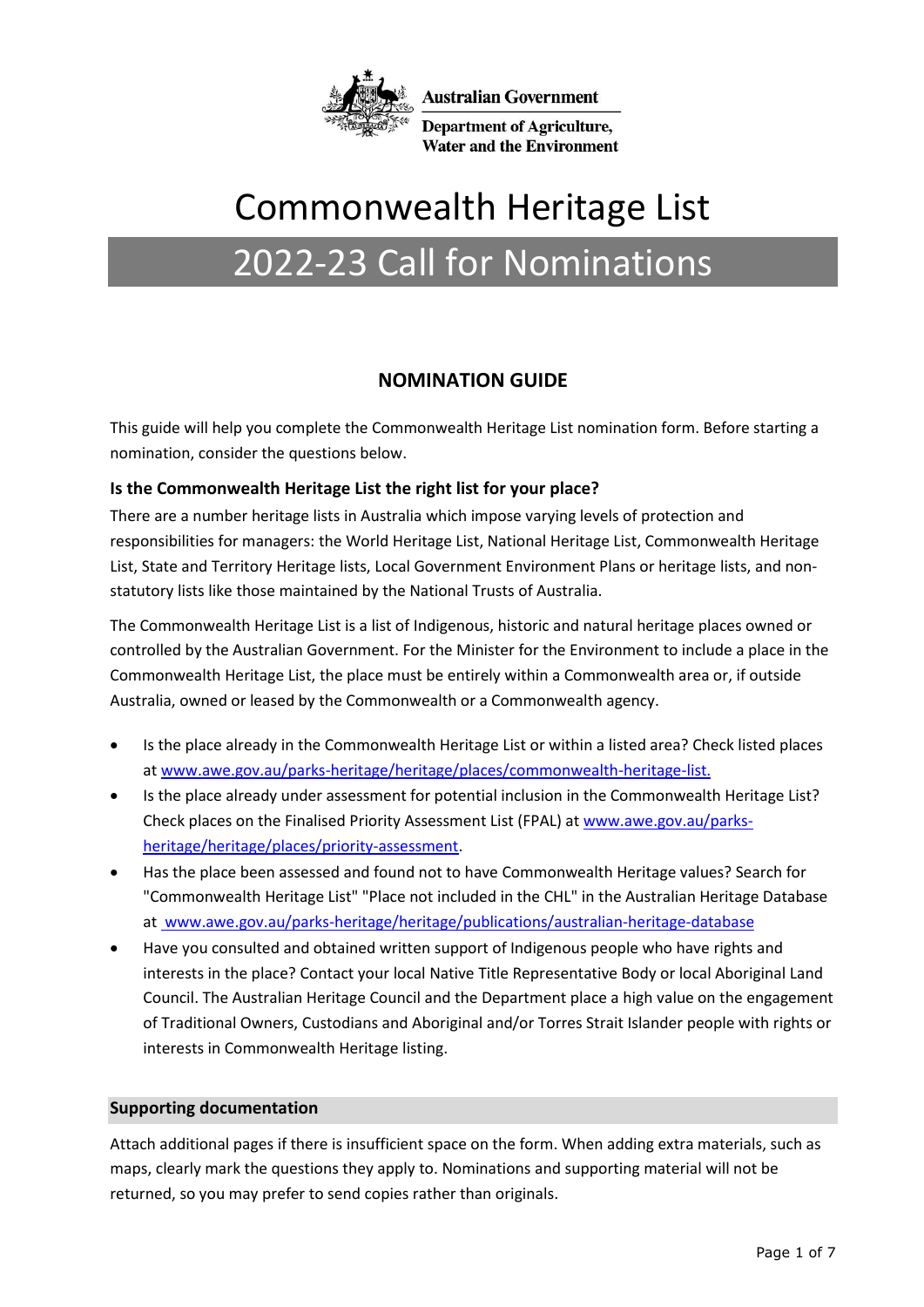Australian Government

Department of Agriculture, Water and the Environment

# Commonwealth Heritage List

# 2022-23 Call for Nominations

## NOMINATION GUIDE

This guide will help you complete the Commonwealth Heritage List nomination form. Before starting a nomination, consider the questions below.

### Is the Commonwealth Heritage List the right list for your place?

There are a number heritage lists in Australia which impose varying levels of protection and responsibilities for managers: the World Heritage List, National Heritage List, Commonwealth Heritage List, State and Territory Heritage lists, Local Government Environment Plans or heritage lists, and non-statutory lists like those maintained by the National Trusts of Australia.

The Commonwealth Heritage List is a list of Indigenous, historic and natural heritage places owned or controlled by the Australian Government. For the Minister for the Environment to include a place in the Commonwealth Heritage List, the place must be entirely within a Commonwealth area or, if outside Australia, owned or leased by the Commonwealth or a Commonwealth agency.

- Is the place already in the Commonwealth Heritage List or within a listed area? Check listed places at www.awe.gov.au/parks-heritage/heritage/places/commonwealth-heritage-list.
- Is the place already under assessment for potential inclusion in the Commonwealth Heritage List? Check places on the Finalised Priority Assessment List (FPAL) at www.awe.gov.au/parks-heritage/heritage/places/priority-assessment.
- Has the place been assessed and found not to have Commonwealth Heritage values? Search for "Commonwealth Heritage List" "Place not included in the CHL" in the Australian Heritage Database at www.awe.gov.au/parks-heritage/heritage/publications/australian-heritage-database
- Have you consulted and obtained written support of Indigenous people who have rights and interests in the place? Contact your local Native Title Representative Body or local Aboriginal Land Council. The Australian Heritage Council and the Department place a high value on the engagement of Traditional Owners, Custodians and Aboriginal and/or Torres Strait Islander people with rights or interests in Commonwealth Heritage listing.

### Supporting documentation

Attach additional pages if there is insufficient space on the form. When adding extra materials, such as maps, clearly mark the questions they apply to. Nominations and supporting material will not be returned, so you may prefer to send copies rather than originals.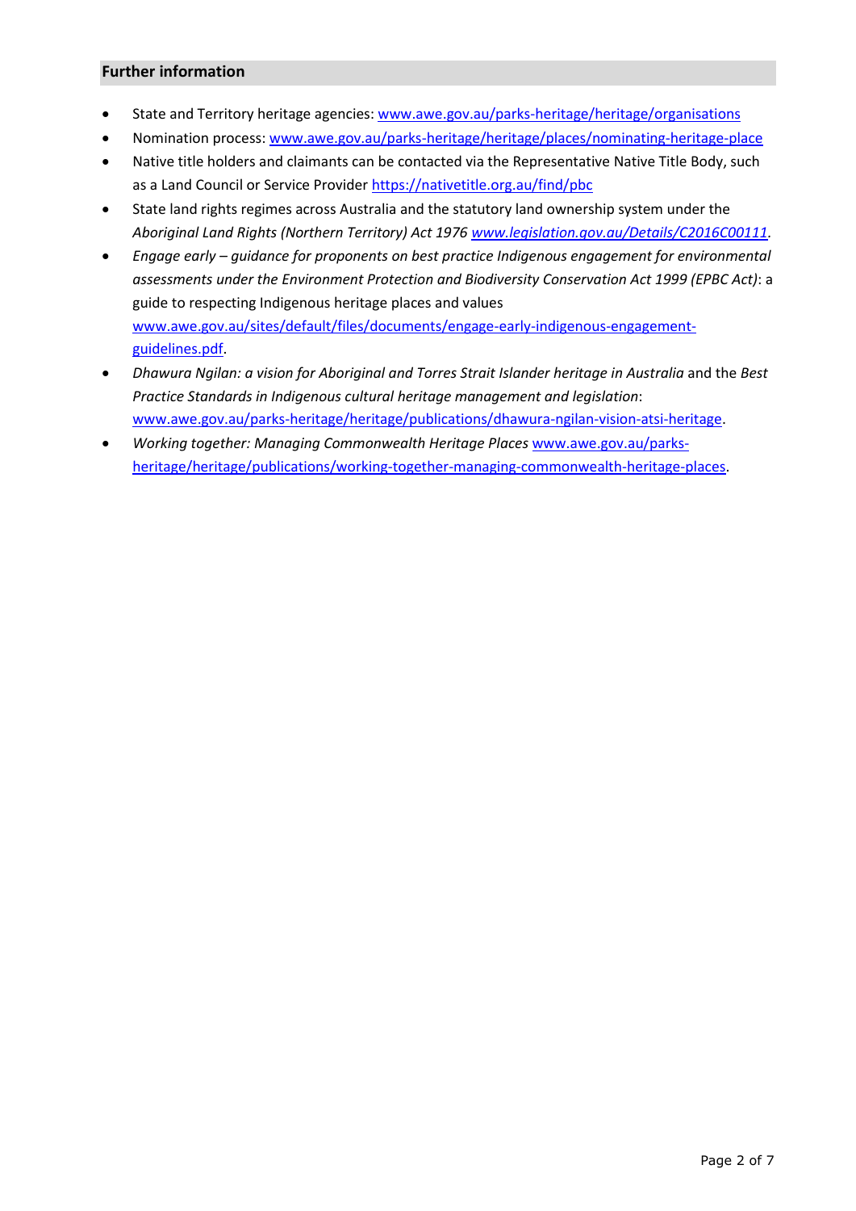## Further information

- State and Territory heritage agencies: www.awe.gov.au/parks-heritage/heritage/organisations
- Nomination process: www.awe.gov.au/parks-heritage/heritage/places/nominating-heritage-place
- Native title holders and claimants can be contacted via the Representative Native Title Body, such as a Land Council or Service Provider https://nativetitle.org.au/find/pbc
- State land rights regimes across Australia and the statutory land ownership system under the *Aboriginal Land Rights (Northern Territory) Act 1976 www.legislation.gov.au/Details/C2016C00111.*
- *Engage early – guidance for proponents on best practice Indigenous engagement for environmental assessments under the Environment Protection and Biodiversity Conservation Act 1999 (EPBC Act)*: a guide to respecting Indigenous heritage places and values www.awe.gov.au/sites/default/files/documents/engage-early-indigenous-engagement-guidelines.pdf.
- *Dhawura Ngilan: a vision for Aboriginal and Torres Strait Islander heritage in Australia* and the *Best Practice Standards in Indigenous cultural heritage management and legislation*: www.awe.gov.au/parks-heritage/heritage/publications/dhawura-ngilan-vision-atsi-heritage.
- *Working together: Managing Commonwealth Heritage Places* www.awe.gov.au/parks-heritage/heritage/publications/working-together-managing-commonwealth-heritage-places.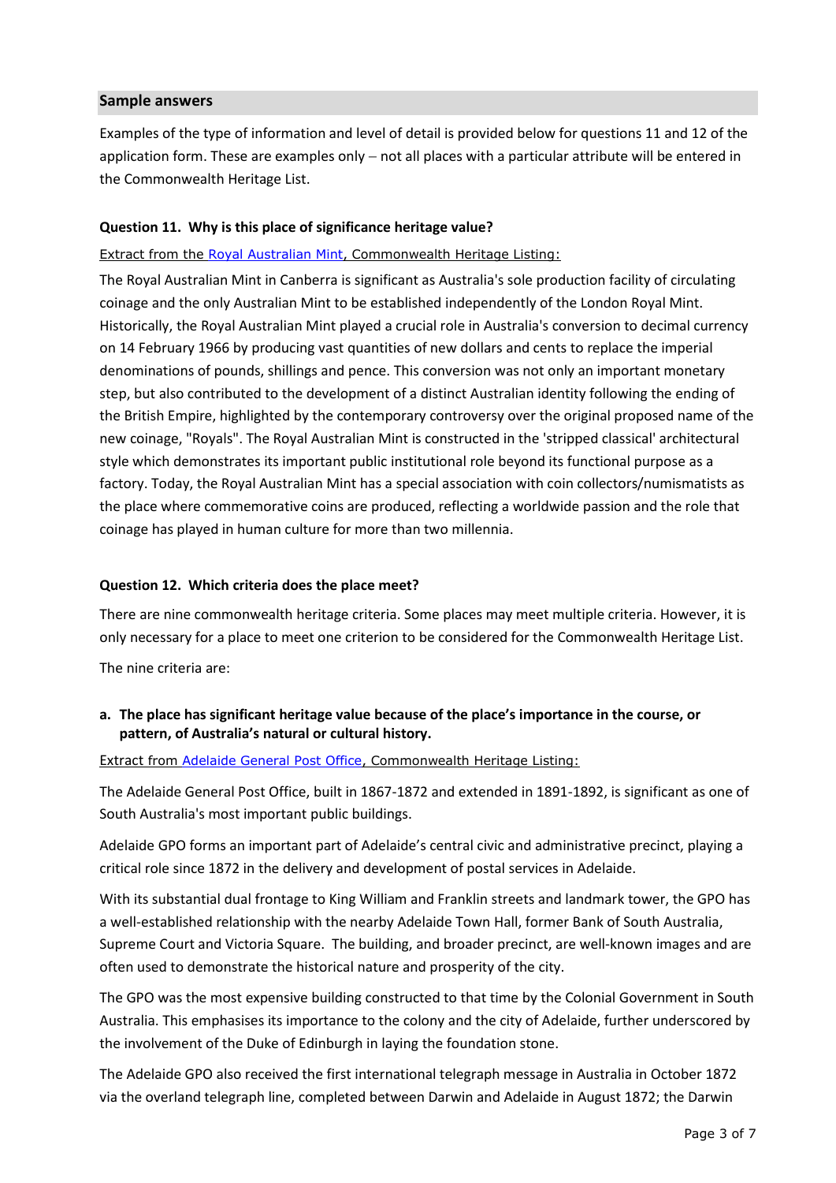## Sample answers

Examples of the type of information and level of detail is provided below for questions 11 and 12 of the application form. These are examples only – not all places with a particular attribute will be entered in the Commonwealth Heritage List.

### Question 11. Why is this place of significance heritage value?

Extract from the Royal Australian Mint, Commonwealth Heritage Listing:

The Royal Australian Mint in Canberra is significant as Australia's sole production facility of circulating coinage and the only Australian Mint to be established independently of the London Royal Mint. Historically, the Royal Australian Mint played a crucial role in Australia's conversion to decimal currency on 14 February 1966 by producing vast quantities of new dollars and cents to replace the imperial denominations of pounds, shillings and pence. This conversion was not only an important monetary step, but also contributed to the development of a distinct Australian identity following the ending of the British Empire, highlighted by the contemporary controversy over the original proposed name of the new coinage, "Royals". The Royal Australian Mint is constructed in the 'stripped classical' architectural style which demonstrates its important public institutional role beyond its functional purpose as a factory. Today, the Royal Australian Mint has a special association with coin collectors/numismatists as the place where commemorative coins are produced, reflecting a worldwide passion and the role that coinage has played in human culture for more than two millennia.

### Question 12. Which criteria does the place meet?

There are nine commonwealth heritage criteria. Some places may meet multiple criteria. However, it is only necessary for a place to meet one criterion to be considered for the Commonwealth Heritage List.

The nine criteria are:

**a. The place has significant heritage value because of the place's importance in the course, or pattern, of Australia's natural or cultural history.**

Extract from Adelaide General Post Office, Commonwealth Heritage Listing:

The Adelaide General Post Office, built in 1867-1872 and extended in 1891-1892, is significant as one of South Australia's most important public buildings.

Adelaide GPO forms an important part of Adelaide's central civic and administrative precinct, playing a critical role since 1872 in the delivery and development of postal services in Adelaide.

With its substantial dual frontage to King William and Franklin streets and landmark tower, the GPO has a well-established relationship with the nearby Adelaide Town Hall, former Bank of South Australia, Supreme Court and Victoria Square. The building, and broader precinct, are well-known images and are often used to demonstrate the historical nature and prosperity of the city.

The GPO was the most expensive building constructed to that time by the Colonial Government in South Australia. This emphasises its importance to the colony and the city of Adelaide, further underscored by the involvement of the Duke of Edinburgh in laying the foundation stone.

The Adelaide GPO also received the first international telegraph message in Australia in October 1872 via the overland telegraph line, completed between Darwin and Adelaide in August 1872; the Darwin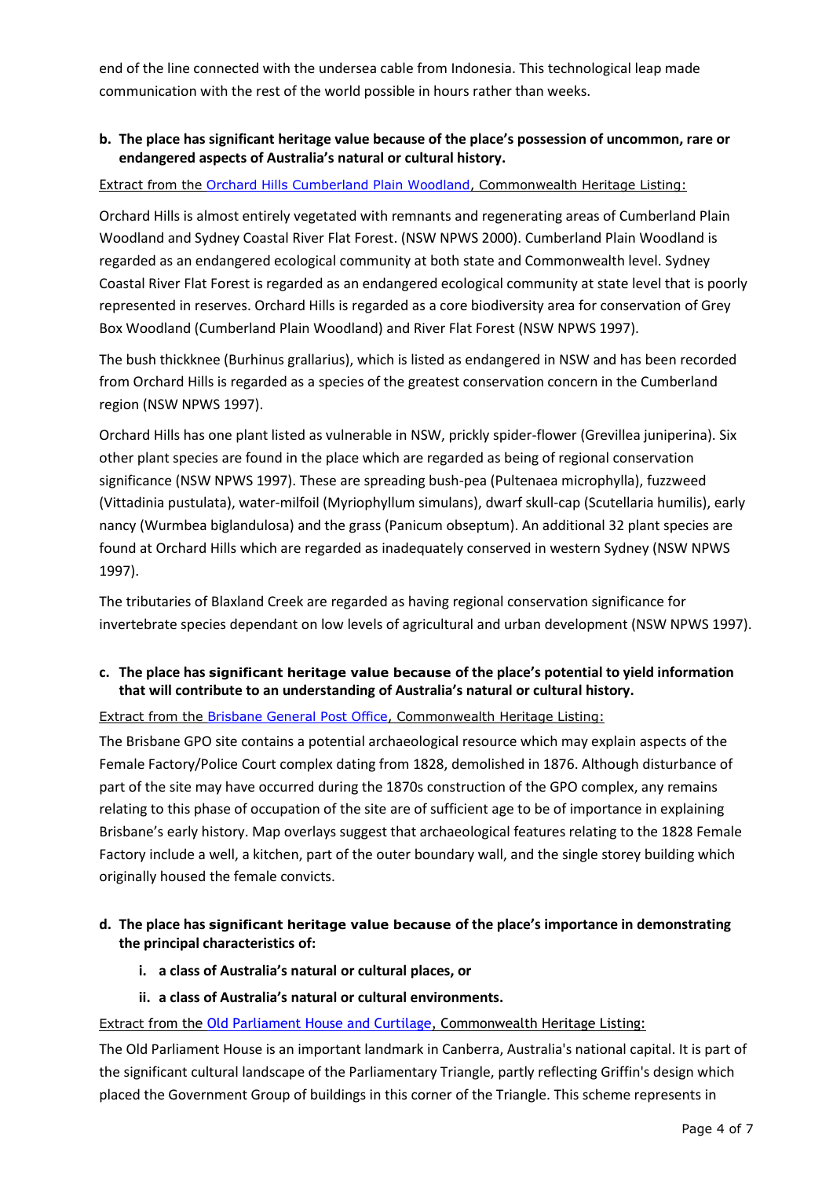end of the line connected with the undersea cable from Indonesia. This technological leap made communication with the rest of the world possible in hours rather than weeks.

**b. The place has significant heritage value because of the place's possession of uncommon, rare or endangered aspects of Australia's natural or cultural history.**

Extract from the Orchard Hills Cumberland Plain Woodland, Commonwealth Heritage Listing:

Orchard Hills is almost entirely vegetated with remnants and regenerating areas of Cumberland Plain Woodland and Sydney Coastal River Flat Forest. (NSW NPWS 2000). Cumberland Plain Woodland is regarded as an endangered ecological community at both state and Commonwealth level. Sydney Coastal River Flat Forest is regarded as an endangered ecological community at state level that is poorly represented in reserves. Orchard Hills is regarded as a core biodiversity area for conservation of Grey Box Woodland (Cumberland Plain Woodland) and River Flat Forest (NSW NPWS 1997).

The bush thickknee (Burhinus grallarius), which is listed as endangered in NSW and has been recorded from Orchard Hills is regarded as a species of the greatest conservation concern in the Cumberland region (NSW NPWS 1997).

Orchard Hills has one plant listed as vulnerable in NSW, prickly spider-flower (Grevillea juniperina). Six other plant species are found in the place which are regarded as being of regional conservation significance (NSW NPWS 1997). These are spreading bush-pea (Pultenaea microphylla), fuzzweed (Vittadinia pustulata), water-milfoil (Myriophyllum simulans), dwarf skull-cap (Scutellaria humilis), early nancy (Wurmbea biglandulosa) and the grass (Panicum obseptum). An additional 32 plant species are found at Orchard Hills which are regarded as inadequately conserved in western Sydney (NSW NPWS 1997).

The tributaries of Blaxland Creek are regarded as having regional conservation significance for invertebrate species dependant on low levels of agricultural and urban development (NSW NPWS 1997).

**c. The place has significant heritage value because of the place's potential to yield information that will contribute to an understanding of Australia's natural or cultural history.**

Extract from the Brisbane General Post Office, Commonwealth Heritage Listing:

The Brisbane GPO site contains a potential archaeological resource which may explain aspects of the Female Factory/Police Court complex dating from 1828, demolished in 1876. Although disturbance of part of the site may have occurred during the 1870s construction of the GPO complex, any remains relating to this phase of occupation of the site are of sufficient age to be of importance in explaining Brisbane's early history. Map overlays suggest that archaeological features relating to the 1828 Female Factory include a well, a kitchen, part of the outer boundary wall, and the single storey building which originally housed the female convicts.

**d. The place has significant heritage value because of the place's importance in demonstrating the principal characteristics of:**

**i. a class of Australia's natural or cultural places, or**

**ii. a class of Australia's natural or cultural environments.**

Extract from the Old Parliament House and Curtilage, Commonwealth Heritage Listing:

The Old Parliament House is an important landmark in Canberra, Australia's national capital. It is part of the significant cultural landscape of the Parliamentary Triangle, partly reflecting Griffin's design which placed the Government Group of buildings in this corner of the Triangle. This scheme represents in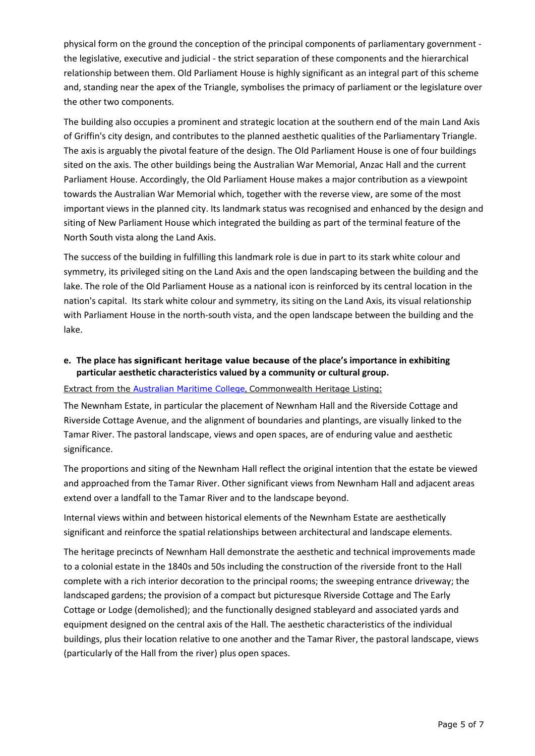physical form on the ground the conception of the principal components of parliamentary government - the legislative, executive and judicial - the strict separation of these components and the hierarchical relationship between them. Old Parliament House is highly significant as an integral part of this scheme and, standing near the apex of the Triangle, symbolises the primacy of parliament or the legislature over the other two components.

The building also occupies a prominent and strategic location at the southern end of the main Land Axis of Griffin's city design, and contributes to the planned aesthetic qualities of the Parliamentary Triangle. The axis is arguably the pivotal feature of the design. The Old Parliament House is one of four buildings sited on the axis. The other buildings being the Australian War Memorial, Anzac Hall and the current Parliament House. Accordingly, the Old Parliament House makes a major contribution as a viewpoint towards the Australian War Memorial which, together with the reverse view, are some of the most important views in the planned city. Its landmark status was recognised and enhanced by the design and siting of New Parliament House which integrated the building as part of the terminal feature of the North South vista along the Land Axis.

The success of the building in fulfilling this landmark role is due in part to its stark white colour and symmetry, its privileged siting on the Land Axis and the open landscaping between the building and the lake. The role of the Old Parliament House as a national icon is reinforced by its central location in the nation's capital. Its stark white colour and symmetry, its siting on the Land Axis, its visual relationship with Parliament House in the north-south vista, and the open landscape between the building and the lake.

**e. The place has significant heritage value because of the place's importance in exhibiting particular aesthetic characteristics valued by a community or cultural group.**

Extract from the Australian Maritime College, Commonwealth Heritage Listing:

The Newnham Estate, in particular the placement of Newnham Hall and the Riverside Cottage and Riverside Cottage Avenue, and the alignment of boundaries and plantings, are visually linked to the Tamar River. The pastoral landscape, views and open spaces, are of enduring value and aesthetic significance.

The proportions and siting of the Newnham Hall reflect the original intention that the estate be viewed and approached from the Tamar River. Other significant views from Newnham Hall and adjacent areas extend over a landfall to the Tamar River and to the landscape beyond.

Internal views within and between historical elements of the Newnham Estate are aesthetically significant and reinforce the spatial relationships between architectural and landscape elements.

The heritage precincts of Newnham Hall demonstrate the aesthetic and technical improvements made to a colonial estate in the 1840s and 50s including the construction of the riverside front to the Hall complete with a rich interior decoration to the principal rooms; the sweeping entrance driveway; the landscaped gardens; the provision of a compact but picturesque Riverside Cottage and The Early Cottage or Lodge (demolished); and the functionally designed stableyard and associated yards and equipment designed on the central axis of the Hall. The aesthetic characteristics of the individual buildings, plus their location relative to one another and the Tamar River, the pastoral landscape, views (particularly of the Hall from the river) plus open spaces.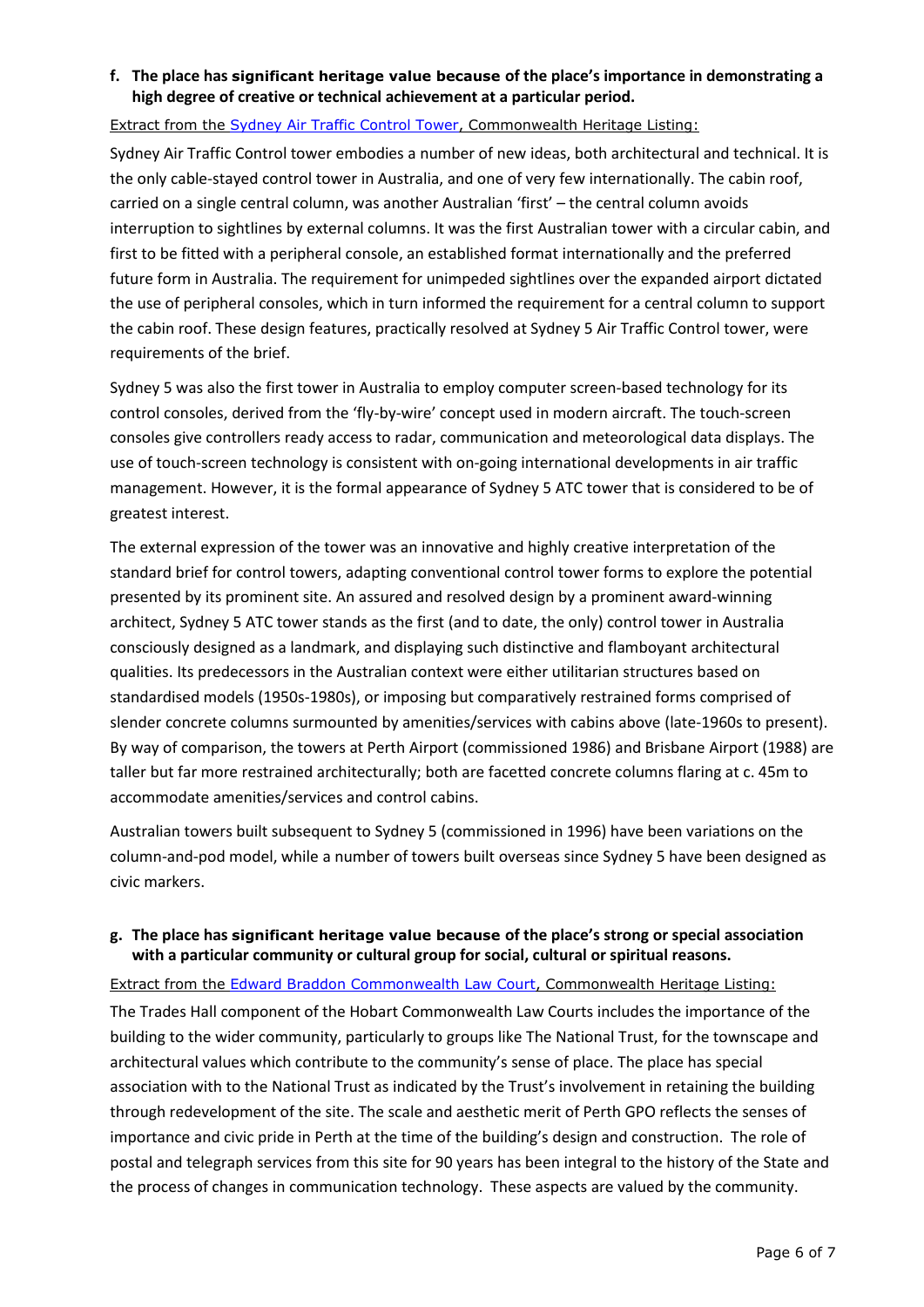**f. The place has significant heritage value because of the place's importance in demonstrating a high degree of creative or technical achievement at a particular period.**

Extract from the Sydney Air Traffic Control Tower, Commonwealth Heritage Listing:

Sydney Air Traffic Control tower embodies a number of new ideas, both architectural and technical. It is the only cable-stayed control tower in Australia, and one of very few internationally. The cabin roof, carried on a single central column, was another Australian 'first' – the central column avoids interruption to sightlines by external columns. It was the first Australian tower with a circular cabin, and first to be fitted with a peripheral console, an established format internationally and the preferred future form in Australia. The requirement for unimpeded sightlines over the expanded airport dictated the use of peripheral consoles, which in turn informed the requirement for a central column to support the cabin roof. These design features, practically resolved at Sydney 5 Air Traffic Control tower, were requirements of the brief.

Sydney 5 was also the first tower in Australia to employ computer screen-based technology for its control consoles, derived from the 'fly-by-wire' concept used in modern aircraft. The touch-screen consoles give controllers ready access to radar, communication and meteorological data displays. The use of touch-screen technology is consistent with on-going international developments in air traffic management. However, it is the formal appearance of Sydney 5 ATC tower that is considered to be of greatest interest.

The external expression of the tower was an innovative and highly creative interpretation of the standard brief for control towers, adapting conventional control tower forms to explore the potential presented by its prominent site. An assured and resolved design by a prominent award-winning architect, Sydney 5 ATC tower stands as the first (and to date, the only) control tower in Australia consciously designed as a landmark, and displaying such distinctive and flamboyant architectural qualities. Its predecessors in the Australian context were either utilitarian structures based on standardised models (1950s-1980s), or imposing but comparatively restrained forms comprised of slender concrete columns surmounted by amenities/services with cabins above (late-1960s to present). By way of comparison, the towers at Perth Airport (commissioned 1986) and Brisbane Airport (1988) are taller but far more restrained architecturally; both are facetted concrete columns flaring at c. 45m to accommodate amenities/services and control cabins.

Australian towers built subsequent to Sydney 5 (commissioned in 1996) have been variations on the column-and-pod model, while a number of towers built overseas since Sydney 5 have been designed as civic markers.

**g. The place has significant heritage value because of the place's strong or special association with a particular community or cultural group for social, cultural or spiritual reasons.**

Extract from the Edward Braddon Commonwealth Law Court, Commonwealth Heritage Listing:

The Trades Hall component of the Hobart Commonwealth Law Courts includes the importance of the building to the wider community, particularly to groups like The National Trust, for the townscape and architectural values which contribute to the community's sense of place. The place has special association with to the National Trust as indicated by the Trust's involvement in retaining the building through redevelopment of the site. The scale and aesthetic merit of Perth GPO reflects the senses of importance and civic pride in Perth at the time of the building's design and construction. The role of postal and telegraph services from this site for 90 years has been integral to the history of the State and the process of changes in communication technology. These aspects are valued by the community.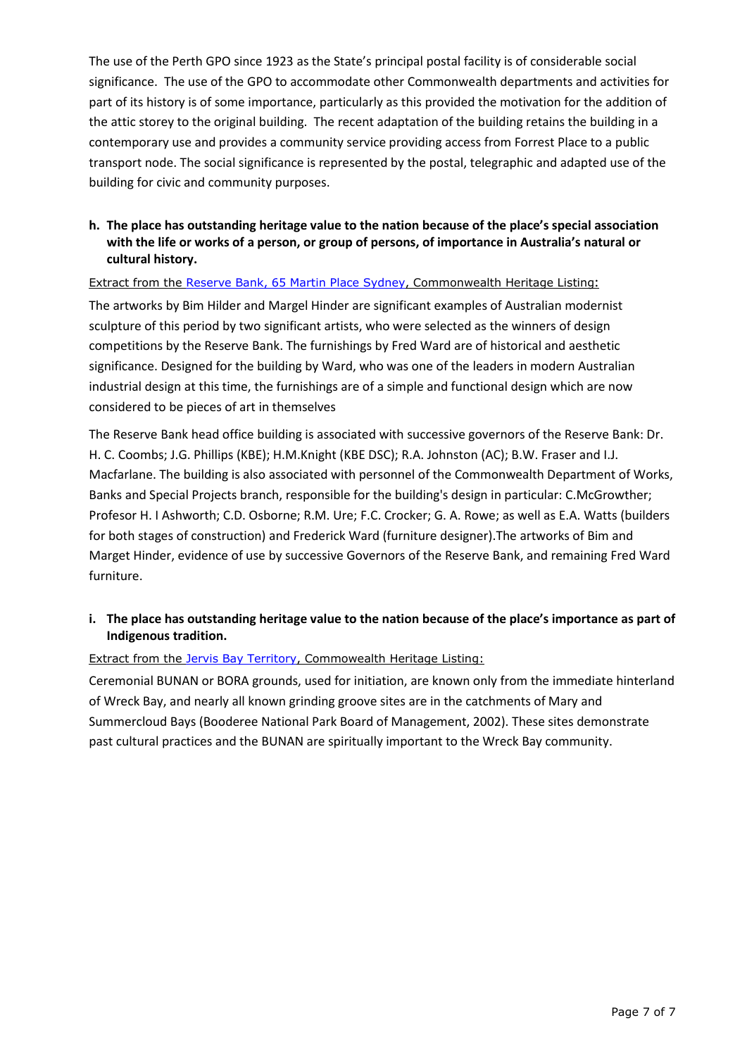The use of the Perth GPO since 1923 as the State's principal postal facility is of considerable social significance. The use of the GPO to accommodate other Commonwealth departments and activities for part of its history is of some importance, particularly as this provided the motivation for the addition of the attic storey to the original building. The recent adaptation of the building retains the building in a contemporary use and provides a community service providing access from Forrest Place to a public transport node. The social significance is represented by the postal, telegraphic and adapted use of the building for civic and community purposes.

**h. The place has outstanding heritage value to the nation because of the place's special association with the life or works of a person, or group of persons, of importance in Australia's natural or cultural history.**

Extract from the Reserve Bank, 65 Martin Place Sydney, Commonwealth Heritage Listing:

The artworks by Bim Hilder and Margel Hinder are significant examples of Australian modernist sculpture of this period by two significant artists, who were selected as the winners of design competitions by the Reserve Bank. The furnishings by Fred Ward are of historical and aesthetic significance. Designed for the building by Ward, who was one of the leaders in modern Australian industrial design at this time, the furnishings are of a simple and functional design which are now considered to be pieces of art in themselves

The Reserve Bank head office building is associated with successive governors of the Reserve Bank: Dr. H. C. Coombs; J.G. Phillips (KBE); H.M.Knight (KBE DSC); R.A. Johnston (AC); B.W. Fraser and I.J. Macfarlane. The building is also associated with personnel of the Commonwealth Department of Works, Banks and Special Projects branch, responsible for the building's design in particular: C.McGrowther; Profesor H. I Ashworth; C.D. Osborne; R.M. Ure; F.C. Crocker; G. A. Rowe; as well as E.A. Watts (builders for both stages of construction) and Frederick Ward (furniture designer).The artworks of Bim and Marget Hinder, evidence of use by successive Governors of the Reserve Bank, and remaining Fred Ward furniture.

**i. The place has outstanding heritage value to the nation because of the place's importance as part of Indigenous tradition.**

Extract from the Jervis Bay Territory, Commowealth Heritage Listing:

Ceremonial BUNAN or BORA grounds, used for initiation, are known only from the immediate hinterland of Wreck Bay, and nearly all known grinding groove sites are in the catchments of Mary and Summercloud Bays (Booderee National Park Board of Management, 2002). These sites demonstrate past cultural practices and the BUNAN are spiritually important to the Wreck Bay community.